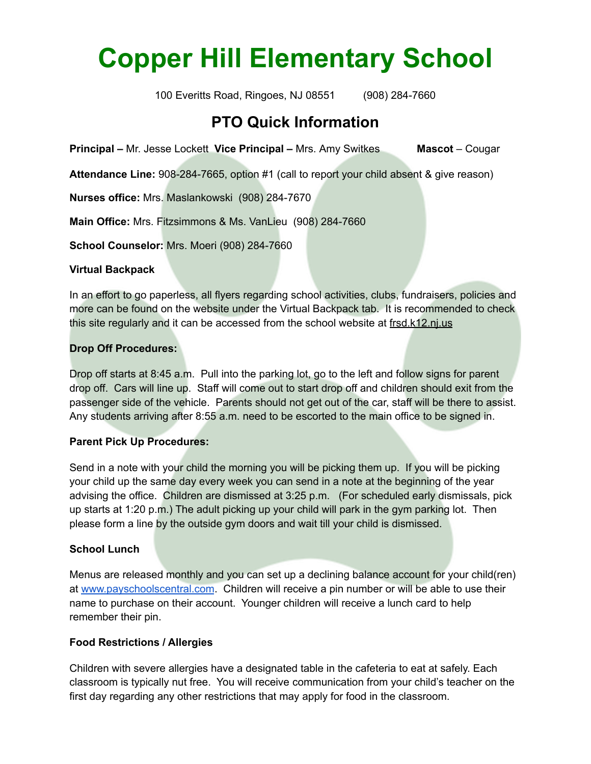# Copper Hill Elementary School

100 Everitts Road, Ringoes, NJ 08551 (908) 284-7660

## PTO Quick Information

**Principal –** Mr. Jesse Lockett **Vice Principal –** Mrs. Amy Switkes **Mascot** – Cougar

**Attendance Line:** 908-284-7665, option #1 (call to report your child absent & give reason)

**Nurses office:** Mrs. Maslankowski (908) 284-7670

**Main Office:** Mrs. Fitzsimmons & Ms. VanLieu (908) 284-7660

**School Counselor:** Mrs. Moeri (908) 284-7660

**Virtual Backpack**

In an effort to go paperless, all flyers regarding school activities, clubs, fundraisers, policies and more can be found on the website under the Virtual Backpack tab. It is recommended to check this site regularly and it can be accessed from the school website at frsd.k12.nj.us

**Drop Off Procedures:**

Drop off starts at 8:45 a.m. Pull into the parking lot, go to the left and follow signs for parent drop off. Cars will line up. Staff will come out to start drop off and children should exit from the passenger side of the vehicle. Parents should not get out of the car, staff will be there to assist. Any students arriving after 8:55 a.m. need to be escorted to the main office to be signed in.

**Parent Pick Up Procedures:**

Send in a note with your child the morning you will be picking them up. If you will be picking your child up the same day every week you can send in a note at the beginning of the year advising the office. Children are dismissed at 3:25 p.m. (For scheduled early dismissals, pick up starts at 1:20 p.m.) The adult picking up your child will park in the gym parking lot. Then please form a line by the outside gym doors and wait till your child is dismissed.

**School Lunch**

Menus are released monthly and you can set up a declining balance account for your child(ren) at www.payschoolscentral.com. Children will receive a pin number or will be able to use their name to purchase on their account. Younger children will receive a lunch card to help remember their pin.

**Food Restrictions / Allergies**

Children with severe allergies have a designated table in the cafeteria to eat at safely. Each classroom is typically nut free. You will receive communication from your child's teacher on the first day regarding any other restrictions that may apply for food in the classroom.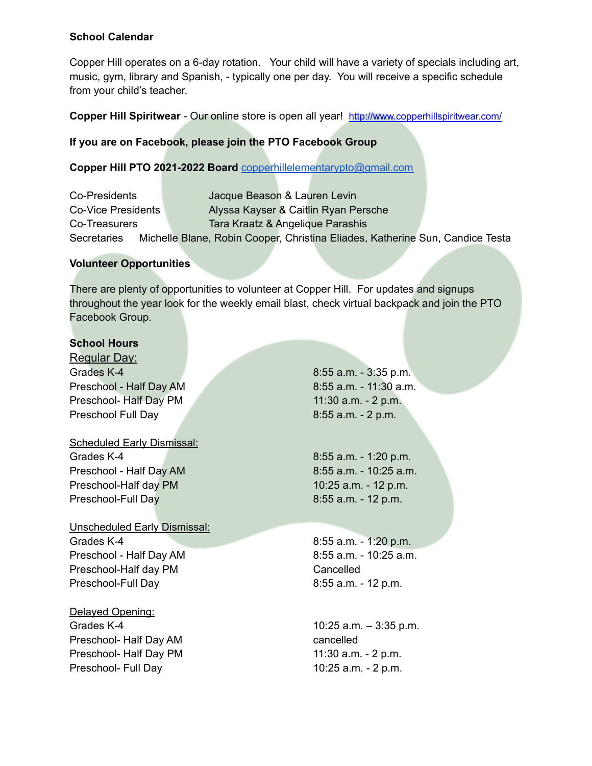**School Calendar**

Copper Hill operates on a 6-day rotation. Your child will have a variety of specials including art, music, gym, library and Spanish, - typically one per day. You will receive a specific schedule from your child's teacher.

**Copper Hill Spiritwear** - Our online store is open all year! http://www.copperhillspiritwear.com/

**If you are on Facebook, please join the PTO Facebook Group**

**Copper Hill PTO 2021-2022 Board** copperhillelementarypto@gmail.com

| | |
|---|---|
| Co-Presidents | Jacque Beason & Lauren Levin |
| Co-Vice Presidents | Alyssa Kayser & Caitlin Ryan Persche |
| Co-Treasurers | Tara Kraatz & Angelique Parashis |
| Secretaries | Michelle Blane, Robin Cooper, Christina Eliades, Katherine Sun, Candice Testa |

**Volunteer Opportunities**

There are plenty of opportunities to volunteer at Copper Hill. For updates and signups throughout the year look for the weekly email blast, check virtual backpack and join the PTO Facebook Group.

**School Hours**

Regular Day:

| | |
|---|---|
| Grades K-4 | 8:55 a.m. - 3:35 p.m. |
| Preschool - Half Day AM | 8:55 a.m. - 11:30 a.m. |
| Preschool- Half Day PM | 11:30 a.m. - 2 p.m. |
| Preschool Full Day | 8:55 a.m. - 2 p.m. |

Scheduled Early Dismissal:

| | |
|---|---|
| Grades K-4 | 8:55 a.m. - 1:20 p.m. |
| Preschool - Half Day AM | 8:55 a.m. - 10:25 a.m. |
| Preschool-Half day PM | 10:25 a.m. - 12 p.m. |
| Preschool-Full Day | 8:55 a.m. - 12 p.m. |

Unscheduled Early Dismissal:

| | |
|---|---|
| Grades K-4 | 8:55 a.m. - 1:20 p.m. |
| Preschool - Half Day AM | 8:55 a.m. - 10:25 a.m. |
| Preschool-Half day PM | Cancelled |
| Preschool-Full Day | 8:55 a.m. - 12 p.m. |

Delayed Opening:

| | |
|---|---|
| Grades K-4 | 10:25 a.m. – 3:35 p.m. |
| Preschool- Half Day AM | cancelled |
| Preschool- Half Day PM | 11:30 a.m. - 2 p.m. |
| Preschool- Full Day | 10:25 a.m. - 2 p.m. |